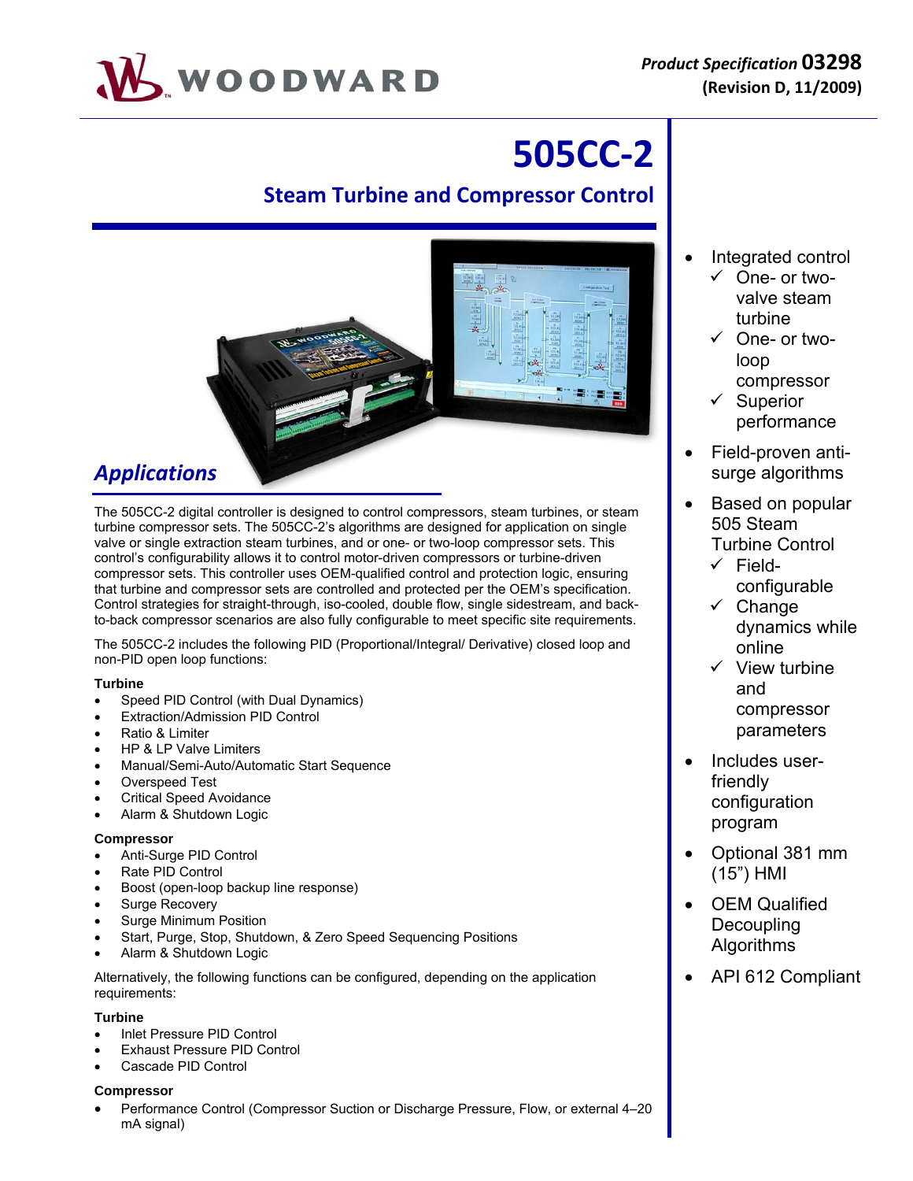Product Specification **03298**
**(Revision D, 11/2009)**

# 505CC-2

## Steam Turbine and Compressor Control

## *Applications*

The 505CC-2 digital controller is designed to control compressors, steam turbines, or steam turbine compressor sets. The 505CC-2's algorithms are designed for application on single valve or single extraction steam turbines, and one- or two-loop compressor sets. This control's configurability allows it to control motor-driven compressors or turbine-driven compressor sets. This controller uses OEM-qualified control and protection logic, ensuring that turbine and compressor sets are controlled and protected per the OEM's specification. Control strategies for straight-through, iso-cooled, double flow, single sidestream, and back-to-back compressor scenarios are also fully configurable to meet specific site requirements.

The 505CC-2 includes the following PID (Proportional/Integral/ Derivative) closed loop and non-PID open loop functions:

**Turbine**

- Speed PID Control (with Dual Dynamics)
- Extraction/Admission PID Control
- Ratio & Limiter
- HP & LP Valve Limiters
- Manual/Semi-Auto/Automatic Start Sequence
- Overspeed Test
- Critical Speed Avoidance
- Alarm & Shutdown Logic

**Compressor**

- Anti-Surge PID Control
- Rate PID Control
- Boost (open-loop backup line response)
- Surge Recovery
- Surge Minimum Position
- Start, Purge, Stop, Shutdown, & Zero Speed Sequencing Positions
- Alarm & Shutdown Logic

Alternatively, the following functions can be configured, depending on the application requirements:

**Turbine**

- Inlet Pressure PID Control
- Exhaust Pressure PID Control
- Cascade PID Control

**Compressor**

- Performance Control (Compressor Suction or Discharge Pressure, Flow, or external 4–20 mA signal)

---

- Integrated control
  - ✓ One- or two-valve steam turbine
  - ✓ One- or two-loop compressor
  - ✓ Superior performance
- Field-proven anti-surge algorithms
- Based on popular 505 Steam Turbine Control
  - ✓ Field-configurable
  - ✓ Change dynamics while online
  - ✓ View turbine and compressor parameters
- Includes user-friendly configuration program
- Optional 381 mm (15") HMI
- OEM Qualified Decoupling Algorithms
- API 612 Compliant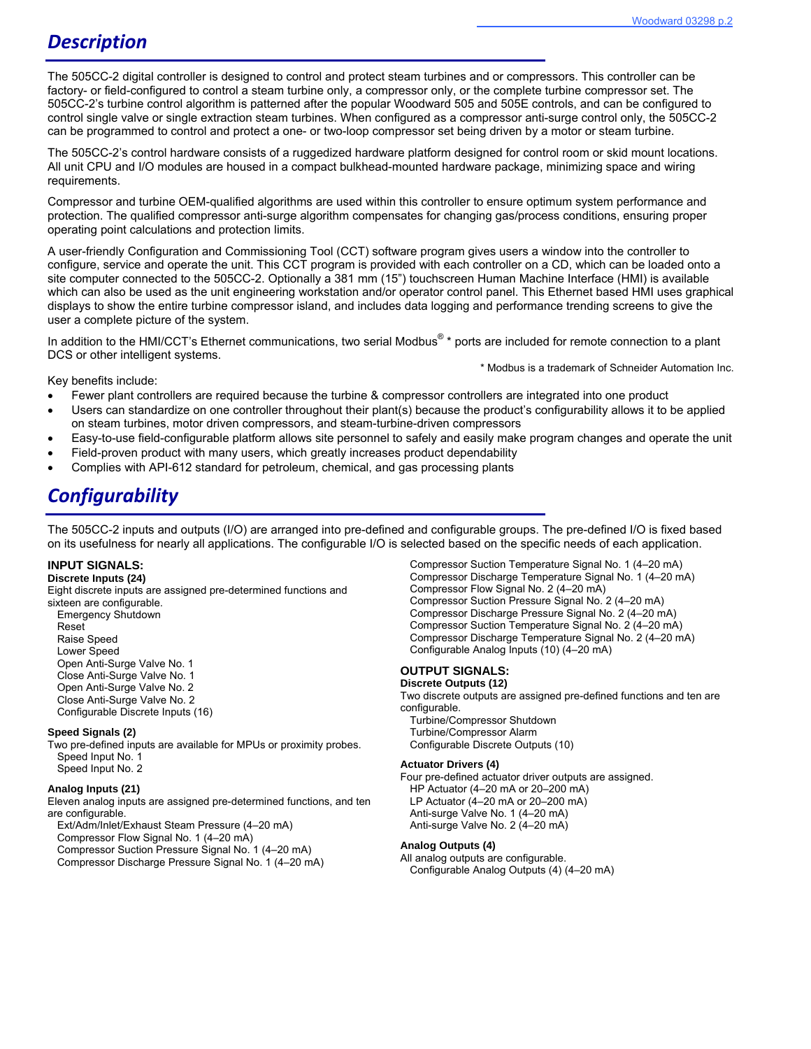## Description

The 505CC-2 digital controller is designed to control and protect steam turbines and or compressors. This controller can be factory- or field-configured to control a steam turbine only, a compressor only, or the complete turbine compressor set. The 505CC-2's turbine control algorithm is patterned after the popular Woodward 505 and 505E controls, and can be configured to control single valve or single extraction steam turbines. When configured as a compressor anti-surge control only, the 505CC-2 can be programmed to control and protect a one- or two-loop compressor set being driven by a motor or steam turbine.

The 505CC-2's control hardware consists of a ruggedized hardware platform designed for control room or skid mount locations. All unit CPU and I/O modules are housed in a compact bulkhead-mounted hardware package, minimizing space and wiring requirements.

Compressor and turbine OEM-qualified algorithms are used within this controller to ensure optimum system performance and protection. The qualified compressor anti-surge algorithm compensates for changing gas/process conditions, ensuring proper operating point calculations and protection limits.

A user-friendly Configuration and Commissioning Tool (CCT) software program gives users a window into the controller to configure, service and operate the unit. This CCT program is provided with each controller on a CD, which can be loaded onto a site computer connected to the 505CC-2. Optionally a 381 mm (15") touchscreen Human Machine Interface (HMI) is available which can also be used as the unit engineering workstation and/or operator control panel. This Ethernet based HMI uses graphical displays to show the entire turbine compressor island, and includes data logging and performance trending screens to give the user a complete picture of the system.

In addition to the HMI/CCT's Ethernet communications, two serial Modbus® * ports are included for remote connection to a plant DCS or other intelligent systems.

\* Modbus is a trademark of Schneider Automation Inc.

Key benefits include:

- Fewer plant controllers are required because the turbine & compressor controllers are integrated into one product
- Users can standardize on one controller throughout their plant(s) because the product's configurability allows it to be applied on steam turbines, motor driven compressors, and steam-turbine-driven compressors
- Easy-to-use field-configurable platform allows site personnel to safely and easily make program changes and operate the unit
- Field-proven product with many users, which greatly increases product dependability
- Complies with API-612 standard for petroleum, chemical, and gas processing plants

## Configurability

The 505CC-2 inputs and outputs (I/O) are arranged into pre-defined and configurable groups. The pre-defined I/O is fixed based on its usefulness for nearly all applications. The configurable I/O is selected based on the specific needs of each application.

### INPUT SIGNALS:

**Discrete Inputs (24)**

Eight discrete inputs are assigned pre-determined functions and sixteen are configurable.

- Emergency Shutdown
- Reset
- Raise Speed
- Lower Speed
- Open Anti-Surge Valve No. 1
- Close Anti-Surge Valve No. 1
- Open Anti-Surge Valve No. 2
- Close Anti-Surge Valve No. 2
- Configurable Discrete Inputs (16)

**Speed Signals (2)**

Two pre-defined inputs are available for MPUs or proximity probes.

- Speed Input No. 1
- Speed Input No. 2

**Analog Inputs (21)**

Eleven analog inputs are assigned pre-determined functions, and ten are configurable.

- Ext/Adm/Inlet/Exhaust Steam Pressure (4–20 mA)
- Compressor Flow Signal No. 1 (4–20 mA)
- Compressor Suction Pressure Signal No. 1 (4–20 mA)
- Compressor Discharge Pressure Signal No. 1 (4–20 mA)
- Compressor Suction Temperature Signal No. 1 (4–20 mA)
- Compressor Discharge Temperature Signal No. 1 (4–20 mA)
- Compressor Flow Signal No. 2 (4–20 mA)
- Compressor Suction Pressure Signal No. 2 (4–20 mA)
- Compressor Discharge Pressure Signal No. 2 (4–20 mA)
- Compressor Suction Temperature Signal No. 2 (4–20 mA)
- Compressor Discharge Temperature Signal No. 2 (4–20 mA)
- Configurable Analog Inputs (10) (4–20 mA)

### OUTPUT SIGNALS:

**Discrete Outputs (12)**

Two discrete outputs are assigned pre-defined functions and ten are configurable.

- Turbine/Compressor Shutdown
- Turbine/Compressor Alarm
- Configurable Discrete Outputs (10)

**Actuator Drivers (4)**

Four pre-defined actuator driver outputs are assigned.

- HP Actuator (4–20 mA or 20–200 mA)
- LP Actuator (4–20 mA or 20–200 mA)
- Anti-surge Valve No. 1 (4–20 mA)
- Anti-surge Valve No. 2 (4–20 mA)

**Analog Outputs (4)**

All analog outputs are configurable.

- Configurable Analog Outputs (4) (4–20 mA)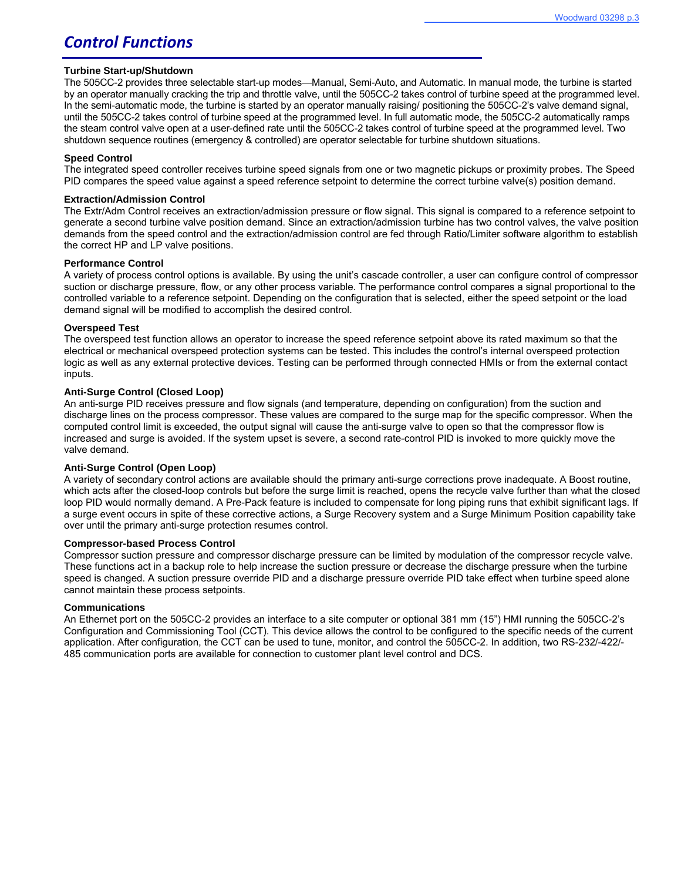# Control Functions

### Turbine Start-up/Shutdown

The 505CC-2 provides three selectable start-up modes—Manual, Semi-Auto, and Automatic. In manual mode, the turbine is started by an operator manually cracking the trip and throttle valve, until the 505CC-2 takes control of turbine speed at the programmed level. In the semi-automatic mode, the turbine is started by an operator manually raising/ positioning the 505CC-2's valve demand signal, until the 505CC-2 takes control of turbine speed at the programmed level. In full automatic mode, the 505CC-2 automatically ramps the steam control valve open at a user-defined rate until the 505CC-2 takes control of turbine speed at the programmed level. Two shutdown sequence routines (emergency & controlled) are operator selectable for turbine shutdown situations.

### Speed Control

The integrated speed controller receives turbine speed signals from one or two magnetic pickups or proximity probes. The Speed PID compares the speed value against a speed reference setpoint to determine the correct turbine valve(s) position demand.

### Extraction/Admission Control

The Extr/Adm Control receives an extraction/admission pressure or flow signal. This signal is compared to a reference setpoint to generate a second turbine valve position demand. Since an extraction/admission turbine has two control valves, the valve position demands from the speed control and the extraction/admission control are fed through Ratio/Limiter software algorithm to establish the correct HP and LP valve positions.

### Performance Control

A variety of process control options is available. By using the unit's cascade controller, a user can configure control of compressor suction or discharge pressure, flow, or any other process variable. The performance control compares a signal proportional to the controlled variable to a reference setpoint. Depending on the configuration that is selected, either the speed setpoint or the load demand signal will be modified to accomplish the desired control.

### Overspeed Test

The overspeed test function allows an operator to increase the speed reference setpoint above its rated maximum so that the electrical or mechanical overspeed protection systems can be tested. This includes the control's internal overspeed protection logic as well as any external protective devices. Testing can be performed through connected HMIs or from the external contact inputs.

### Anti-Surge Control (Closed Loop)

An anti-surge PID receives pressure and flow signals (and temperature, depending on configuration) from the suction and discharge lines on the process compressor. These values are compared to the surge map for the specific compressor. When the computed control limit is exceeded, the output signal will cause the anti-surge valve to open so that the compressor flow is increased and surge is avoided. If the system upset is severe, a second rate-control PID is invoked to more quickly move the valve demand.

### Anti-Surge Control (Open Loop)

A variety of secondary control actions are available should the primary anti-surge corrections prove inadequate. A Boost routine, which acts after the closed-loop controls but before the surge limit is reached, opens the recycle valve further than what the closed loop PID would normally demand. A Pre-Pack feature is included to compensate for long piping runs that exhibit significant lags. If a surge event occurs in spite of these corrective actions, a Surge Recovery system and a Surge Minimum Position capability take over until the primary anti-surge protection resumes control.

### Compressor-based Process Control

Compressor suction pressure and compressor discharge pressure can be limited by modulation of the compressor recycle valve. These functions act in a backup role to help increase the suction pressure or decrease the discharge pressure when the turbine speed is changed. A suction pressure override PID and a discharge pressure override PID take effect when turbine speed alone cannot maintain these process setpoints.

### Communications

An Ethernet port on the 505CC-2 provides an interface to a site computer or optional 381 mm (15") HMI running the 505CC-2's Configuration and Commissioning Tool (CCT). This device allows the control to be configured to the specific needs of the current application. After configuration, the CCT can be used to tune, monitor, and control the 505CC-2. In addition, two RS-232/-422/-485 communication ports are available for connection to customer plant level control and DCS.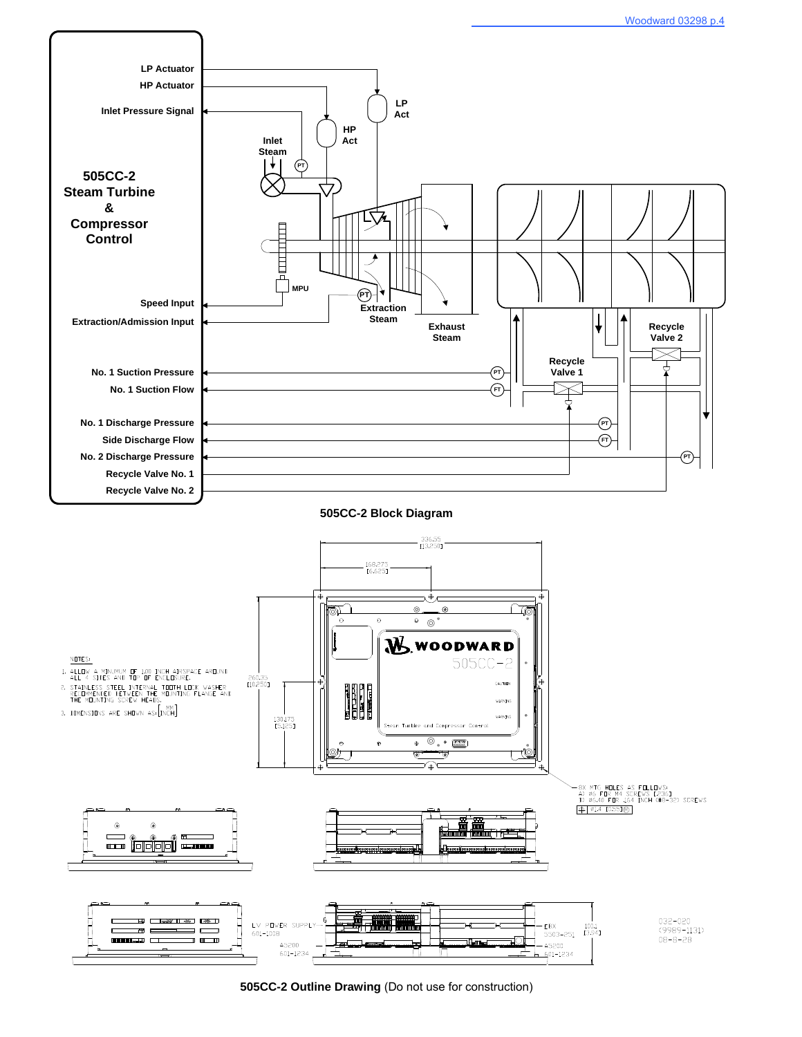505CC-2 Steam Turbine & Compressor Control

LP Actuator

HP Actuator

Inlet Pressure Signal

Speed Input

Extraction/Admission Input

No. 1 Suction Pressure

No. 1 Suction Flow

No. 1 Discharge Pressure

Side Discharge Flow

No. 2 Discharge Pressure

Recycle Valve No. 1

Recycle Valve No. 2

LP Act

HP Act

Inlet Steam

MPU

Extraction Steam

Exhaust Steam

Recycle Valve 1

Recycle Valve 2

**505CC-2 Block Diagram**

NOTES:

1. ALLOW A MINIMUM OF 1.00 INCH AIRSPACE AROUND ALL 4 SIDES AND TOP OF ENCLOSURE.
2. STAINLESS STEEL INTERNAL TOOTH LOCK WASHER RECOMMENDED BETWEEN THE MOUNTING FLANGE AND THE MOUNTING SCREW HEADS.
3. DIMENSIONS ARE SHOWN AS: [MM / INCH]

336.55 [13.250]

168.275 [6.625]

260.35 [10.250]

130.175 [5.125]

8X MTG HOLES AS FOLLOWS:
A) Ø6 FOR M4 SCREWS [.236]
B) Ø6.48 FOR .164 INCH (#8-32) SCREWS

Ø.4 [.55]

WOODWARD 505CC-2

Steam Turbine and Compressor Control

LV POWER SUPPLY 601-1008

A5200 601-1234

EBX 5503-251

102 [3.84]

A5200 601-1234

032-020 (9989-1131) 08-6-28

**505CC-2 Outline Drawing** (Do not use for construction)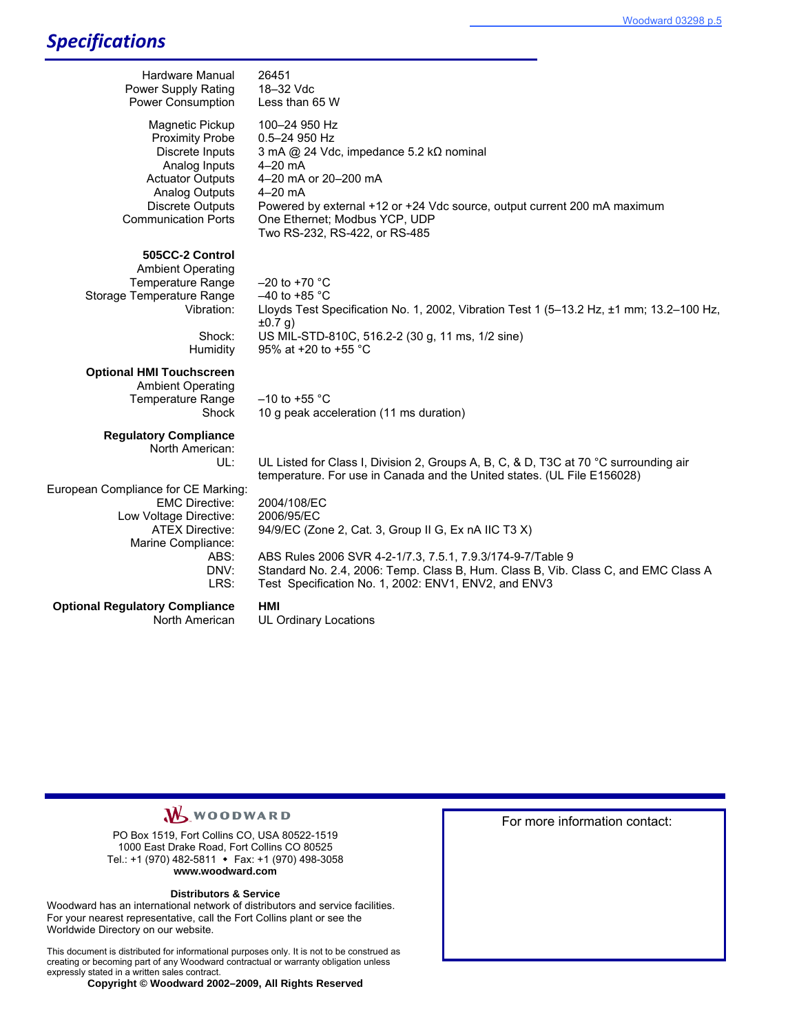## Specifications

| | |
|---|---|
| Hardware Manual | 26451 |
| Power Supply Rating | 18–32 Vdc |
| Power Consumption | Less than 65 W |
| Magnetic Pickup | 100–24 950 Hz |
| Proximity Probe | 0.5–24 950 Hz |
| Discrete Inputs | 3 mA @ 24 Vdc, impedance 5.2 kΩ nominal |
| Analog Inputs | 4–20 mA |
| Actuator Outputs | 4–20 mA or 20–200 mA |
| Analog Outputs | 4–20 mA |
| Discrete Outputs | Powered by external +12 or +24 Vdc source, output current 200 mA maximum |
| Communication Ports | One Ethernet; Modbus YCP, UDP<br>Two RS-232, RS-422, or RS-485 |
| **505CC-2 Control** | |
| Ambient Operating Temperature Range | –20 to +70 °C |
| Storage Temperature Range | –40 to +85 °C |
| Vibration: | Lloyds Test Specification No. 1, 2002, Vibration Test 1 (5–13.2 Hz, ±1 mm; 13.2–100 Hz, ±0.7 g) |
| Shock: | US MIL-STD-810C, 516.2-2 (30 g, 11 ms, 1/2 sine) |
| Humidity | 95% at +20 to +55 °C |
| **Optional HMI Touchscreen** | |
| Ambient Operating Temperature Range | –10 to +55 °C |
| Shock | 10 g peak acceleration (11 ms duration) |
| **Regulatory Compliance** | |
| North American: | |
| UL: | UL Listed for Class I, Division 2, Groups A, B, C, & D, T3C at 70 °C surrounding air temperature. For use in Canada and the United states. (UL File E156028) |
| European Compliance for CE Marking: | |
| EMC Directive: | 2004/108/EC |
| Low Voltage Directive: | 2006/95/EC |
| ATEX Directive: | 94/9/EC (Zone 2, Cat. 3, Group II G, Ex nA IIC T3 X) |
| Marine Compliance: | |
| ABS: | ABS Rules 2006 SVR 4-2-1/7.3, 7.5.1, 7.9.3/174-9-7/Table 9 |
| DNV: | Standard No. 2.4, 2006: Temp. Class B, Hum. Class B, Vib. Class C, and EMC Class A |
| LRS: | Test Specification No. 1, 2002: ENV1, ENV2, and ENV3 |
| **Optional Regulatory Compliance** | **HMI** |
| North American | UL Ordinary Locations |

WOODWARD

PO Box 1519, Fort Collins CO, USA 80522-1519
1000 East Drake Road, Fort Collins CO 80525
Tel.: +1 (970) 482-5811 ◆ Fax: +1 (970) 498-3058
**www.woodward.com**

**Distributors & Service**

Woodward has an international network of distributors and service facilities. For your nearest representative, call the Fort Collins plant or see the Worldwide Directory on our website.

This document is distributed for informational purposes only. It is not to be construed as creating or becoming part of any Woodward contractual or warranty obligation unless expressly stated in a written sales contract.

**Copyright © Woodward 2002–2009, All Rights Reserved**

For more information contact: